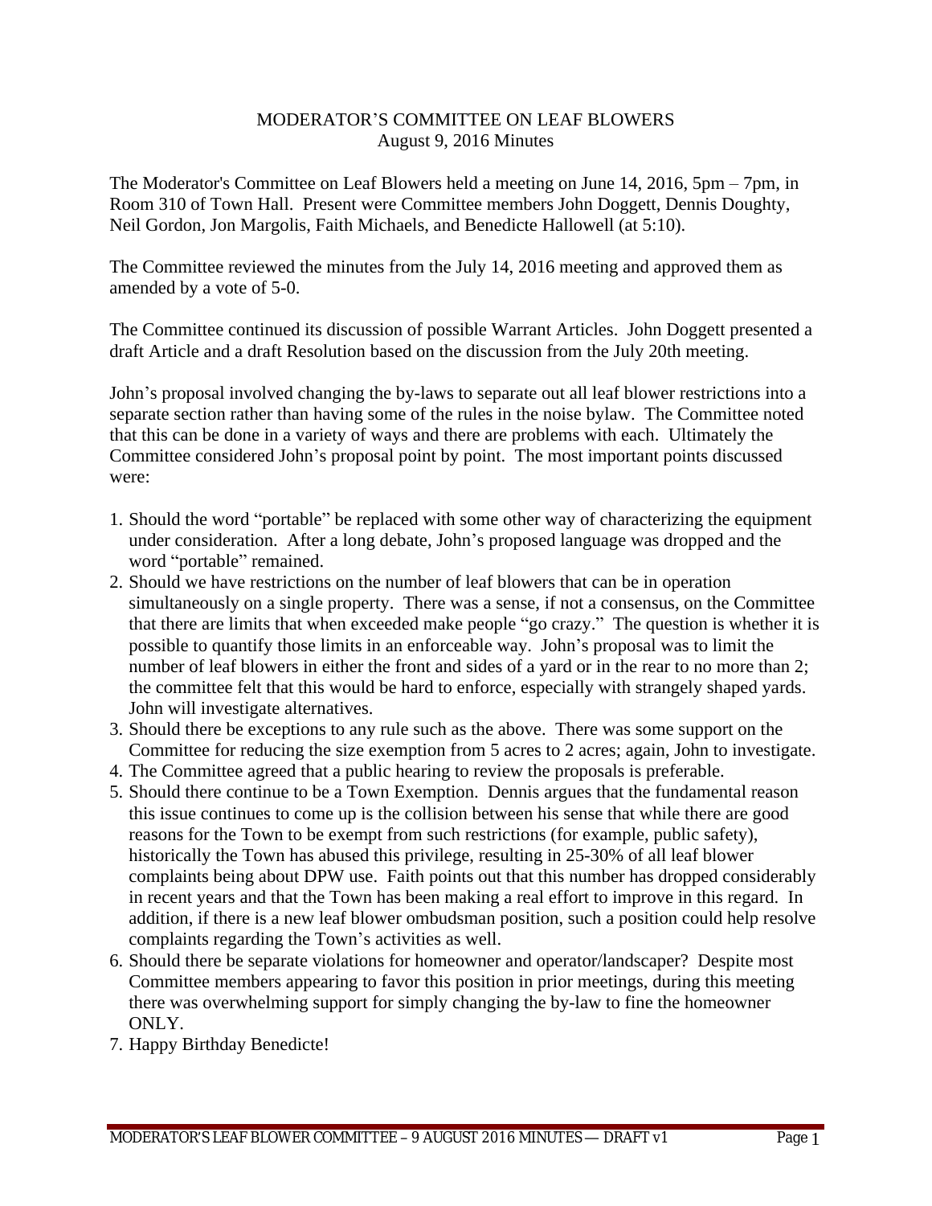# MODERATOR'S COMMITTEE ON LEAF BLOWERS
August 9, 2016 Minutes

The Moderator's Committee on Leaf Blowers held a meeting on June 14, 2016, 5pm – 7pm, in Room 310 of Town Hall. Present were Committee members John Doggett, Dennis Doughty, Neil Gordon, Jon Margolis, Faith Michaels, and Benedicte Hallowell (at 5:10).

The Committee reviewed the minutes from the July 14, 2016 meeting and approved them as amended by a vote of 5-0.

The Committee continued its discussion of possible Warrant Articles. John Doggett presented a draft Article and a draft Resolution based on the discussion from the July 20th meeting.

John's proposal involved changing the by-laws to separate out all leaf blower restrictions into a separate section rather than having some of the rules in the noise bylaw. The Committee noted that this can be done in a variety of ways and there are problems with each. Ultimately the Committee considered John's proposal point by point. The most important points discussed were:

1. Should the word "portable" be replaced with some other way of characterizing the equipment under consideration. After a long debate, John's proposed language was dropped and the word "portable" remained.
2. Should we have restrictions on the number of leaf blowers that can be in operation simultaneously on a single property. There was a sense, if not a consensus, on the Committee that there are limits that when exceeded make people "go crazy." The question is whether it is possible to quantify those limits in an enforceable way. John's proposal was to limit the number of leaf blowers in either the front and sides of a yard or in the rear to no more than 2; the committee felt that this would be hard to enforce, especially with strangely shaped yards. John will investigate alternatives.
3. Should there be exceptions to any rule such as the above. There was some support on the Committee for reducing the size exemption from 5 acres to 2 acres; again, John to investigate.
4. The Committee agreed that a public hearing to review the proposals is preferable.
5. Should there continue to be a Town Exemption. Dennis argues that the fundamental reason this issue continues to come up is the collision between his sense that while there are good reasons for the Town to be exempt from such restrictions (for example, public safety), historically the Town has abused this privilege, resulting in 25-30% of all leaf blower complaints being about DPW use. Faith points out that this number has dropped considerably in recent years and that the Town has been making a real effort to improve in this regard. In addition, if there is a new leaf blower ombudsman position, such a position could help resolve complaints regarding the Town's activities as well.
6. Should there be separate violations for homeowner and operator/landscaper? Despite most Committee members appearing to favor this position in prior meetings, during this meeting there was overwhelming support for simply changing the by-law to fine the homeowner ONLY.
7. Happy Birthday Benedicte!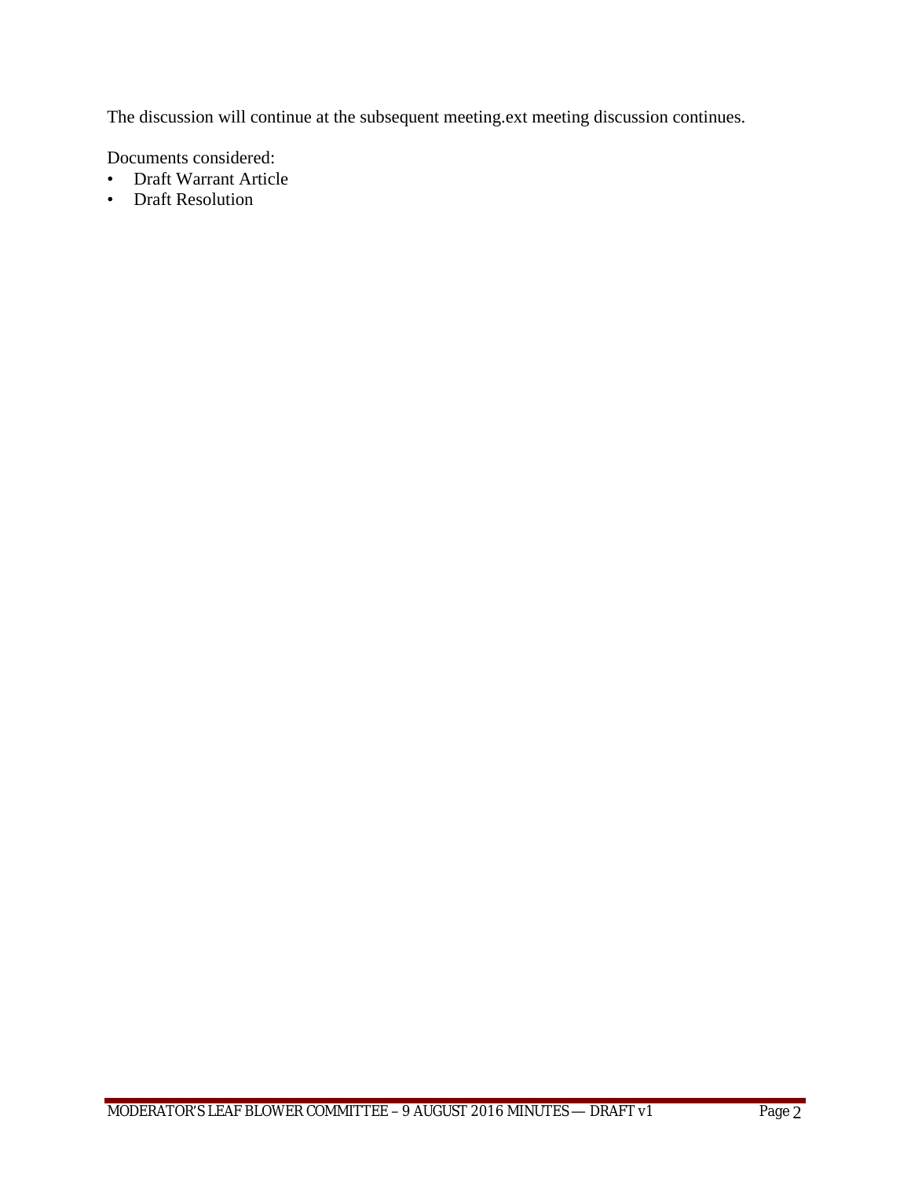The discussion will continue at the subsequent meeting.ext meeting discussion continues.

Documents considered:

- Draft Warrant Article
- Draft Resolution